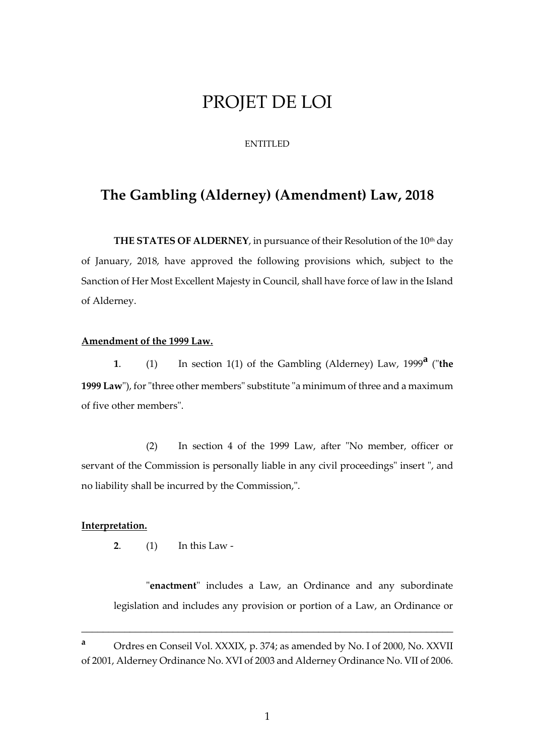# PROJET DE LOI

ENTITLED

## The Gambling (Alderney) (Amendment) Law, 2018

**THE STATES OF ALDERNEY**, in pursuance of their Resolution of the 10th day of January, 2018, have approved the following provisions which, subject to the Sanction of Her Most Excellent Majesty in Council, shall have force of law in the Island of Alderney.

**Amendment of the 1999 Law.**

**1**. (1) In section 1(1) of the Gambling (Alderney) Law, 1999[a] ("**the 1999 Law**"), for "three other members" substitute "a minimum of three and a maximum of five other members".

(2) In section 4 of the 1999 Law, after "No member, officer or servant of the Commission is personally liable in any civil proceedings" insert ", and no liability shall be incurred by the Commission,".

**Interpretation.**

**2**. (1) In this Law -

"**enactment**" includes a Law, an Ordinance and any subordinate legislation and includes any provision or portion of a Law, an Ordinance or

---

[a] Ordres en Conseil Vol. XXXIX, p. 374; as amended by No. I of 2000, No. XXVII of 2001, Alderney Ordinance No. XVI of 2003 and Alderney Ordinance No. VII of 2006.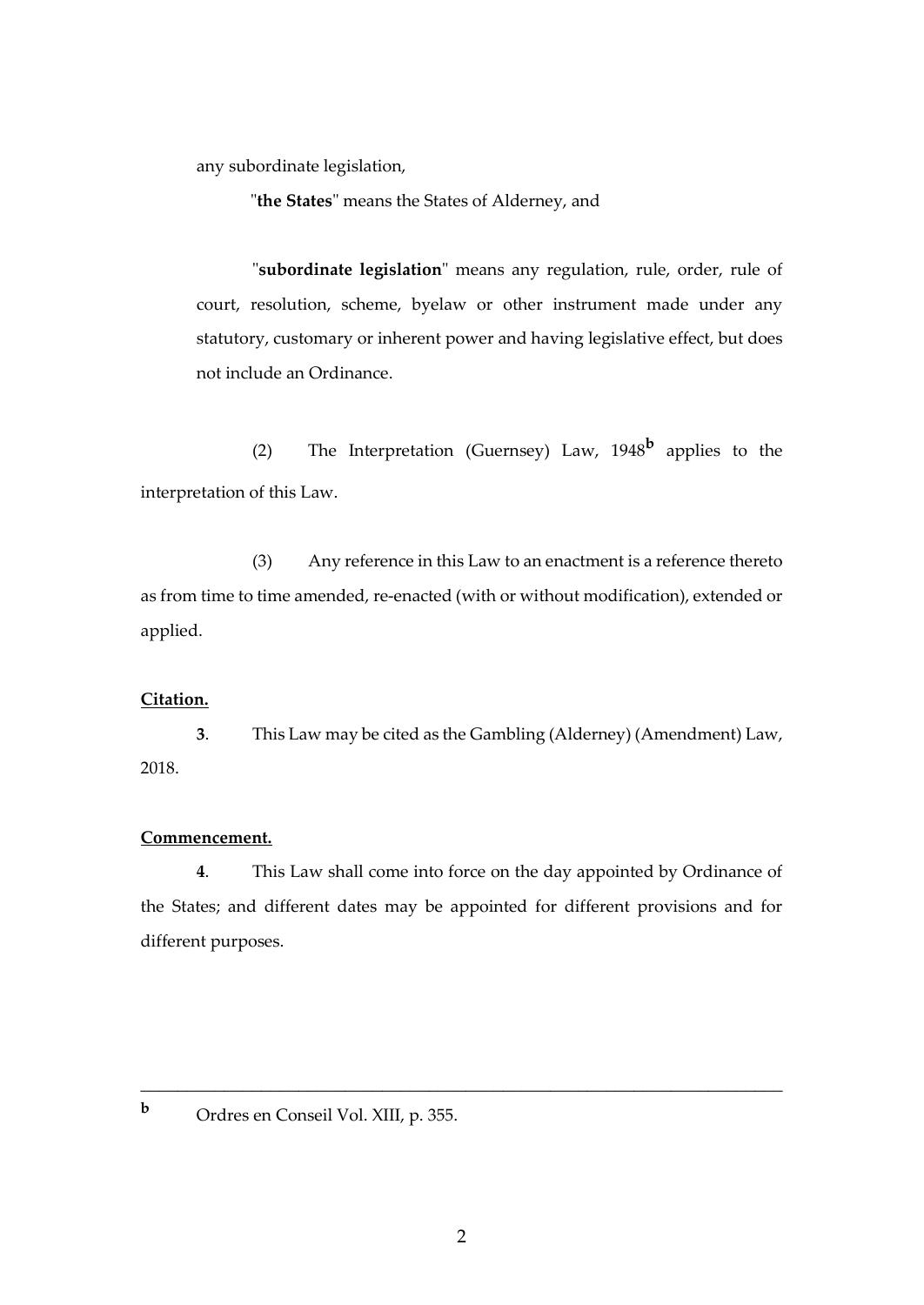any subordinate legislation,

"**the States**" means the States of Alderney, and

"**subordinate legislation**" means any regulation, rule, order, rule of court, resolution, scheme, byelaw or other instrument made under any statutory, customary or inherent power and having legislative effect, but does not include an Ordinance.

(2) The Interpretation (Guernsey) Law, 1948[b] applies to the interpretation of this Law.

(3) Any reference in this Law to an enactment is a reference thereto as from time to time amended, re-enacted (with or without modification), extended or applied.

**Citation.**

**3**. This Law may be cited as the Gambling (Alderney) (Amendment) Law, 2018.

**Commencement.**

**4**. This Law shall come into force on the day appointed by Ordinance of the States; and different dates may be appointed for different provisions and for different purposes.

---

[b] Ordres en Conseil Vol. XIII, p. 355.